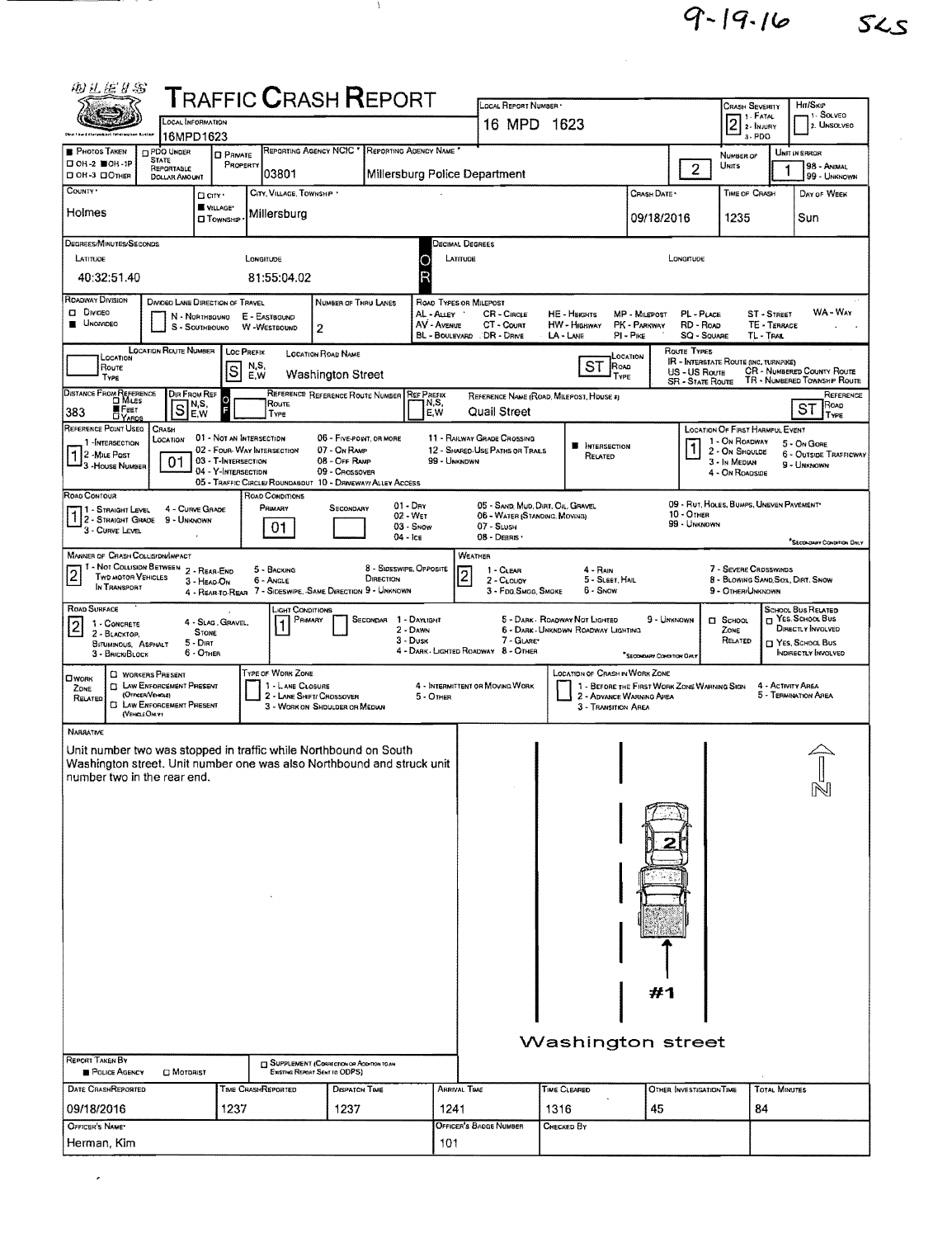9-19-16 SLS

# TRAFFIC CRASH REPORT

LOCAL INFORMATION: 16MPD1623

LOCAL REPORT NUMBER: 16 MPD 1623

CRASH SEVERITY: 2 (1 - FATAL, 2 - INJURY, 3 - PDO)

HIT/SKIP: 1 - SOLVED, 2 - UNSOLVED

PHOTOS TAKEN: OH-2, ■ OH-1P, OH-3, OTHER

PDO UNDER STATE REPORTABLE DOLLAR AMOUNT

PRIVATE PROPERTY

REPORTING AGENCY NCIC: 03801

REPORTING AGENCY NAME: Millersburg Police Department

NUMBER OF UNITS: 2

UNIT IN ERROR: 1 (98 - ANIMAL, 99 - UNKNOWN)

COUNTY: Holmes

CITY / ■ VILLAGE / TOWNSHIP: Millersburg

CRASH DATE: 09/18/2016

TIME OF CRASH: 1235

DAY OF WEEK: Sun

DEGREES/MINUTES/SECONDS — LATITUDE: 40:32:51.40 LONGITUDE: 81:55:04.02

DECIMAL DEGREES — LATITUDE: LONGITUDE:

ROADWAY DIVISION: DIVIDED, ■ UNDIVIDED

DIVIDED LANE DIRECTION OF TRAVEL: N - NORTHBOUND, S - SOUTHBOUND, E - EASTBOUND, W - WESTBOUND

NUMBER OF THRU LANES: 2

ROAD TYPES OR MILEPOST: AL - ALLEY, AV - AVENUE, BL - BOULEVARD, CR - CIRCLE, CT - COURT, DR - DRIVE, HE - HEIGHTS, HW - HIGHWAY, LA - LANE, MP - MILEPOST, PK - PARKWAY, PI - PIKE, PL - PLACE, RD - ROAD, SQ - SQUARE, ST - STREET, TE - TERRACE, TL - TRAIL, WA - WAY

LOCATION ROUTE NUMBER:

LOC PREFIX: S (N,S, E,W)

LOCATION ROAD NAME: Washington Street

LOCATION ROAD TYPE: ST

ROUTE TYPES: IR - INTERSTATE ROUTE (INC. TURNPIKE), US - US ROUTE, SR - STATE ROUTE, CR - NUMBERED COUNTY ROUTE, TR - NUMBERED TOWNSHIP ROUTE

DISTANCE FROM REFERENCE: 383 ■ FEET (MILES, YARDS)

DIR FROM REF: S (N,S, E,W)

REFERENCE ROUTE TYPE:

REFERENCE ROUTE NUMBER:

REF PREFIX:

REFERENCE NAME (ROAD, MILEPOST, HOUSE #): Quail Street

REFERENCE ROAD TYPE: ST

REFERENCE POINT USED: 1 (1 - INTERSECTION, 2 - MILE POST, 3 - HOUSE NUMBER)

CRASH LOCATION: 01

01 - NOT AN INTERSECTION, 02 - FOUR-WAY INTERSECTION, 03 - T-INTERSECTION, 04 - Y-INTERSECTION, 05 - TRAFFIC CIRCLE/ROUNDABOUT, 06 - FIVE-POINT, OR MORE, 07 - ON RAMP, 08 - OFF RAMP, 09 - CROSSOVER, 10 - DRIVEWAY/ALLEY ACCESS, 11 - RAILWAY GRADE CROSSING, 12 - SHARED-USE PATHS OR TRAILS, 99 - UNKNOWN

■ INTERSECTION RELATED

LOCATION OF FIRST HARMFUL EVENT: 1 (1 - ON ROADWAY, 2 - ON SHOULDER, 3 - IN MEDIAN, 4 - ON ROADSIDE, 5 - ON GORE, 6 - OUTSIDE TRAFFICWAY, 9 - UNKNOWN)

ROAD CONTOUR: 1 (1 - STRAIGHT LEVEL, 2 - STRAIGHT GRADE, 3 - CURVE LEVEL, 4 - CURVE GRADE, 9 - UNKNOWN)

ROAD CONDITIONS: PRIMARY 01, SECONDARY

01 - DRY, 02 - WET, 03 - SNOW, 04 - ICE, 05 - SAND, MUD, DIRT, OIL, GRAVEL, 06 - WATER (STANDING, MOVING), 07 - SLUSH, 08 - DEBRIS, 09 - RUT, HOLES, BUMPS, UNEVEN PAVEMENT, 10 - OTHER, 99 - UNKNOWN

MANNER OF CRASH COLLISION/IMPACT: 2

1 - NOT COLLISION BETWEEN TWO MOTOR VEHICLES IN TRANSPORT, 2 - REAR-END, 3 - HEAD-ON, 4 - REAR-TO-REAR, 5 - BACKING, 6 - ANGLE, 7 - SIDESWIPE, SAME DIRECTION, 8 - SIDESWIPE, OPPOSITE DIRECTION, 9 - UNKNOWN

WEATHER: 2

1 - CLEAR, 2 - CLOUDY, 3 - FOG, SMOG, SMOKE, 4 - RAIN, 5 - SLEET, HAIL, 6 - SNOW, 7 - SEVERE CROSSWINDS, 8 - BLOWING SAND, SOIL, DIRT, SNOW, 9 - OTHER/UNKNOWN

ROAD SURFACE: 2

1 - CONCRETE, 2 - BLACKTOP, BITUMINOUS, ASPHALT, 3 - BRICK/BLOCK, 4 - SLAG, GRAVEL, STONE, 5 - DIRT, 6 - OTHER

LIGHT CONDITIONS: PRIMARY 1, SECONDARY

1 - DAYLIGHT, 2 - DAWN, 3 - DUSK, 4 - DARK - LIGHTED ROADWAY, 5 - DARK - ROADWAY NOT LIGHTED, 6 - DARK - UNKNOWN ROADWAY LIGHTING, 7 - GLARE, 8 - OTHER, 9 - UNKNOWN

SCHOOL ZONE RELATED

SCHOOL BUS RELATED: YES, SCHOOL BUS DIRECTLY INVOLVED; YES, SCHOOL BUS INDIRECTLY INVOLVED

WORK ZONE RELATED: WORKERS PRESENT, LAW ENFORCEMENT PRESENT (OFFICER/VEHICLE), LAW ENFORCEMENT PRESENT (VEHICLE ONLY)

TYPE OF WORK ZONE: 1 - LANE CLOSURE, 2 - LANE SHIFT/CROSSOVER, 3 - WORK ON SHOULDER OR MEDIAN, 4 - INTERMITTENT OR MOVING WORK, 5 - OTHER

LOCATION OF CRASH IN WORK ZONE: 1 - BEFORE THE FIRST WORK ZONE WARNING SIGN, 2 - ADVANCE WARNING AREA, 3 - TRANSITION AREA, 4 - ACTIVITY AREA, 5 - TERMINATION AREA

## NARRATIVE

Unit number two was stopped in traffic while Northbound on South Washington street. Unit number one was also Northbound and struck unit number two in the rear end.

N

2

#1

Washington street

REPORT TAKEN BY: ■ POLICE AGENCY, MOTORIST

SUPPLEMENT (CORRECTION OR ADDITION TO AN EXISTING REPORT SENT TO ODPS)

| DATE CRASHREPORTED | TIME CRASHREPORTED | DISPATCH TIME | ARRIVAL TIME | TIME CLEARED | OTHER INVESTIGATION TIME | TOTAL MINUTES |
|---|---|---|---|---|---|---|
| 09/18/2016 | 1237 | 1237 | 1241 | 1316 | 45 | 84 |

OFFICER'S NAME: Herman, Kim

OFFICER'S BADGE NUMBER: 101

CHECKED BY: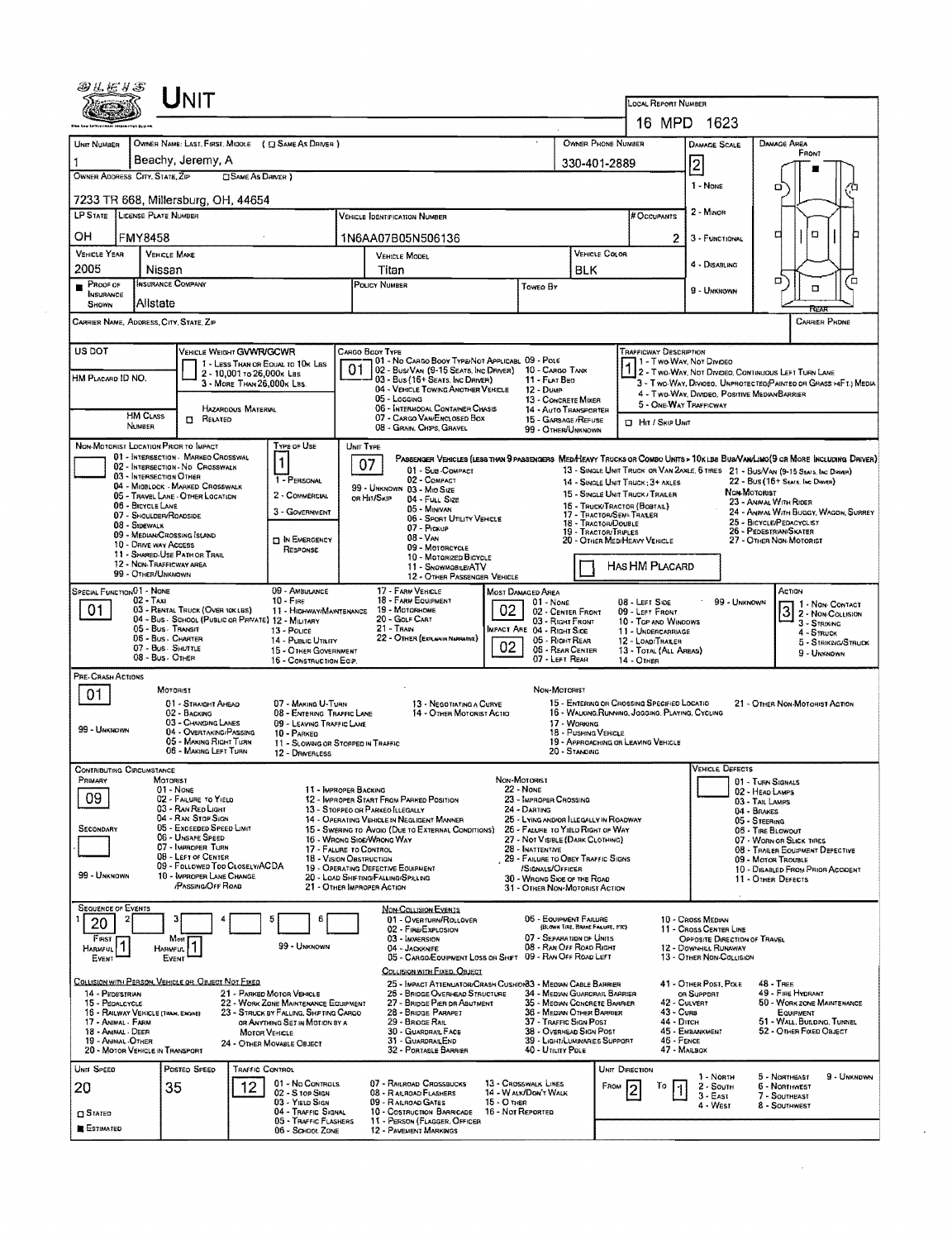# UNIT

**LOCAL REPORT NUMBER:** 16 MPD 1623

| UNIT NUMBER | OWNER NAME: LAST, FIRST, MIDDLE ( ☐ SAME AS DRIVER ) | OWNER PHONE NUMBER | DAMAGE SCALE | DAMAGE AREA |
|---|---|---|---|---|
| 1 | Beachy, Jeremy, A | 330-401-2889 | 2 | FRONT |

**OWNER ADDRESS: CITY, STATE, ZIP** ( ☐ SAME AS DRIVER ): 7233 TR 668, Millersburg, OH, 44654

DAMAGE SCALE: 1 - NONE, 2 - MINOR, 3 - FUNCTIONAL, 4 - DISABLING, 9 - UNKNOWN

| LP STATE | LICENSE PLATE NUMBER | VEHICLE IDENTIFICATION NUMBER | # OCCUPANTS |
|---|---|---|---|
| OH | FMY8458 | 1N6AA07B05N506136 | 2 |

| VEHICLE YEAR | VEHICLE MAKE | VEHICLE MODEL | VEHICLE COLOR |
|---|---|---|---|
| 2005 | Nissan | Titan | BLK |

| PROOF OF INSURANCE SHOWN | INSURANCE COMPANY | POLICY NUMBER | TOWED BY |
|---|---|---|---|
| ■ | Allstate | | |

CARRIER NAME, ADDRESS, CITY, STATE, ZIP: | CARRIER PHONE:

US DOT:
HM PLACARD ID NO.:
HM CLASS NUMBER:

VEHICLE WEIGHT GVWR/GCWR: 1 - LESS THAN OR EQUAL TO 10K LBS; 2 - 10,001 TO 26,000K LBS; 3 - MORE THAN 26,000K LBS

HAZARDOUS MATERIAL ☐ RELATED

CARGO BODY TYPE: **01**
01 - NO CARGO BODY TYPE/NOT APPLICABLE; 02 - BUS/VAN (9-15 SEATS, INC DRIVER); 03 - BUS (16+ SEATS, INC DRIVER); 04 - VEHICLE TOWING ANOTHER VEHICLE; 05 - LOGGING; 06 - INTERMODAL CONTAINER CHASIS; 07 - CARGO VAN/ENCLOSED BOX; 08 - GRAIN, CHIPS, GRAVEL; 09 - POLE; 10 - CARGO TANK; 11 - FLAT BED; 12 - DUMP; 13 - CONCRETE MIXER; 14 - AUTO TRANSPORTER; 15 - GARBAGE/REFUSE; 99 - OTHER/UNKNOWN

TRAFFICWAY DESCRIPTION: **1**
1 - TWO-WAY, NOT DIVIDED; 2 - TWO-WAY, NOT DIVIDED, CONTINUOUS LEFT TURN LANE; 3 - TWO-WAY, DIVIDED, UNPROTECTED (PAINTED OR GRASS >4FT.) MEDIA; 4 - TWO-WAY, DIVIDED, POSITIVE MEDIAN BARRIER; 5 - ONE-WAY TRAFFICWAY
☐ HIT / SKIP UNIT

NON-MOTORIST LOCATION PRIOR TO IMPACT: 01 - INTERSECTION - MARKED CROSSWALK; 02 - INTERSECTION - NO CROSSWALK; 03 - INTERSECTION OTHER; 04 - MIDBLOCK - MARKED CROSSWALK; 05 - TRAVEL LANE - OTHER LOCATION; 06 - BICYCLE LANE; 07 - SHOULDER/ROADSIDE; 08 - SIDEWALK; 09 - MEDIAN/CROSSING ISLAND; 10 - DRIVE WAY ACCESS; 11 - SHARED-USE PATH OR TRAIL; 12 - NON-TRAFFICWAY AREA; 99 - OTHER/UNKNOWN

TYPE OF USE: **1**
1 - PERSONAL; 2 - COMMERCIAL; 3 - GOVERNMENT; ☐ IN EMERGENCY RESPONSE

UNIT TYPE: **07**
PASSENGER VEHICLES (LESS THAN 9 PASSENGERS MED/HEAVY TRUCKS OR COMBO UNITS > 10K LBS BUS/VAN/LIMO (9 OR MORE INCLUDING DRIVER)
01 - SUB-COMPACT; 02 - COMPACT; 99 - UNKNOWN 03 - MID SIZE; OR HIT/SKIP 04 - FULL SIZE; 05 - MINIVAN; 06 - SPORT UTILITY VEHICLE; 07 - PICKUP; 08 - VAN; 09 - MOTORCYCLE; 10 - MOTORIZED BICYCLE; 11 - SNOWMOBILE/ATV; 12 - OTHER PASSENGER VEHICLE
13 - SINGLE UNIT TRUCK OR VAN 2AXLE, 6 TIRES; 14 - SINGLE UNIT TRUCK; 3+ AXLES; 15 - SINGLE UNIT TRUCK / TRAILER; 16 - TRUCK/TRACTOR (BOBTAIL); 17 - TRACTOR/SEMI-TRAILER; 18 - TRACTOR/DOUBLE; 19 - TRACTOR/TRIPLES; 20 - OTHER MED/HEAVY VEHICLE
21 - BUS/VAN (9-15 SEATS, INC DRIVER); 22 - BUS (16+ SEATS, INC DRIVER)
NON-MOTORIST: 23 - ANIMAL WITH RIDER; 24 - ANIMAL WITH BUGGY, WAGON, SURREY; 25 - BICYCLE/PEDACYCLIST; 26 - PEDESTRIAN/SKATER; 27 - OTHER NON-MOTORIST
☐ HAS HM PLACARD

SPECIAL FUNCTION: **01**
01 - NONE; 02 - TAXI; 03 - RENTAL TRUCK (OVER 10K LBS); 04 - BUS - SCHOOL (PUBLIC OR PRIVATE); 05 - BUS - TRANSIT; 06 - BUS - CHARTER; 07 - BUS - SHUTTLE; 08 - BUS - OTHER; 09 - AMBULANCE; 10 - FIRE; 11 - HIGHWAY/MAINTENANCE; 12 - MILITARY; 13 - POLICE; 14 - PUBLIC UTILITY; 15 - OTHER GOVERNMENT; 16 - CONSTRUCTION EQIP.; 17 - FARM VEHICLE; 18 - FARM EQUIPMENT; 19 - MOTORHOME; 20 - GOLF CART; 21 - TRAIN; 22 - OTHER (EXPLAIN IN NARRATIVE)

MOST DAMAGED AREA: **02**
IMPACT ARE: **02**
01 - NONE; 02 - CENTER FRONT; 03 - RIGHT FRONT; 04 - RIGHT SIDE; 05 - RIGHT REAR; 06 - REAR CENTER; 07 - LEFT REAR; 08 - LEFT SIDE; 09 - LEFT FRONT; 10 - TOP AND WINDOWS; 11 - UNDERCARRIAGE; 12 - LOAD/TRAILER; 13 - TOTAL (ALL AREAS); 14 - OTHER; 99 - UNKNOWN

ACTION: **3**
1 - NON-CONTACT; 2 - NON-COLLISION; 3 - STRIKING; 4 - STRUCK; 5 - STRIKING/STRUCK; 9 - UNKNOWN

PRE-CRASH ACTIONS: **01**
MOTORIST: 01 - STRAIGHT AHEAD; 02 - BACKING; 03 - CHANGING LANES; 04 - OVERTAKING/PASSING; 05 - MAKING RIGHT TURN; 06 - MAKING LEFT TURN; 07 - MAKING U-TURN; 08 - ENTERING TRAFFIC LANE; 09 - LEAVING TRAFFIC LANE; 10 - PARKED; 11 - SLOWING OR STOPPED IN TRAFFIC; 12 - DRIVERLESS; 13 - NEGOTIATING A CURVE; 14 - OTHER MOTORIST ACTIO
99 - UNKNOWN
NON-MOTORIST: 15 - ENTERING OR CROSSING SPECIFIED LOCATIO; 16 - WALKING, RUNNING, JOGGING, PLAYING, CYCLING; 17 - WORKING; 18 - PUSHING VEHICLE; 19 - APPROACHING OR LEAVING VEHICLE; 20 - STANDING; 21 - OTHER NON-MOTORIST ACTION

CONTRIBUTING CIRCUMSTANCE
PRIMARY: **09**
SECONDARY:
99 - UNKNOWN
MOTORIST: 01 - NONE; 02 - FAILURE TO YIELD; 03 - RAN RED LIGHT; 04 - RAN STOP SIGN; 05 - EXCEEDED SPEED LIMIT; 06 - UNSAFE SPEED; 07 - IMPROPER TURN; 08 - LEFT OF CENTER; 09 - FOLLOWED TOO CLOSELY/ACDA; 10 - IMPROPER LANE CHANGE /PASSING/OFF ROAD; 11 - IMPROPER BACKING; 12 - IMPROPER START FROM PARKED POSITION; 13 - STOPPED OR PARKED ILLEGALLY; 14 - OPERATING VEHICLE IN NEGLIGENT MANNER; 15 - SWERING TO AVOID (DUE TO EXTERNAL CONDITIONS); 16 - WRONG SIDE/WRONG WAY; 17 - FAILURE TO CONTROL; 18 - VISION OBSTRUCTION; 19 - OPERATING DEFECTIVE EQUIPMENT; 20 - LOAD SHIFTING/FALLING/SPILLING; 21 - OTHER IMPROPER ACTION
NON-MOTORIST: 22 - NONE; 23 - IMPROPER CROSSING; 24 - DARTING; 25 - LYING AND/OR ILLEGALLY IN ROADWAY; 26 - FALURE TO YIELD RIGHT OF WAY; 27 - NOT VISIBLE (DARK CLOTHING); 28 - INATTENTIVE; 29 - FAILURE TO OBEY TRAFFIC SIGNS /SIGNALS/OFFICER; 30 - WRONG SIDE OF THE ROAD; 31 - OTHER NON-MOTORIST ACTION

VEHICLE DEFECTS: 01 - TURN SIGNALS; 02 - HEAD LAMPS; 03 - TAIL LAMPS; 04 - BRAKES; 05 - STEERING; 06 - TIRE BLOWOUT; 07 - WORN OR SLICK TIRES; 08 - TRAILER EQUIPMENT DEFECTIVE; 09 - MOTOR TROUBLE; 10 - DISABLED FROM PRIOR ACCIDENT; 11 - OTHER DEFECTS

SEQUENCE OF EVENTS: 1: **20**; 2; 3; 4; 5; 6
FIRST HARMFUL EVENT: **1**; MOST HARMFUL EVENT: **1**; 99 - UNKNOWN

NON-COLLISION EVENTS: 01 - OVERTURN/ROLLOVER; 02 - FIRE/EXPLOSION; 03 - IMMERSION; 04 - JACKKNIFE; 05 - CARGO/EQUIPMENT LOSS OR SHIFT; 06 - EQUIPMENT FAILURE (BLOWN TIRE, BRAKE FAILURE, ETC); 07 - SEPARATION OF UNITS; 08 - RAN OFF ROAD RIGHT; 09 - RAN OFF ROAD LEFT; 10 - CROSS MEDIAN; 11 - CROSS CENTER LINE OPPOSITE DIRECTION OF TRAVEL; 12 - DOWNHILL RUNAWAY; 13 - OTHER NON-COLLISION

COLLISION WITH PERSON, VEHICLE OR OBJECT NOT FIXED: 14 - PEDESTRIAN; 15 - PEDALCYCLE; 16 - RAILWAY VEHICLE (TRAIN, ENGINE); 17 - ANIMAL - FARM; 18 - ANIMAL - DEER; 19 - ANIMAL - OTHER; 20 - MOTOR VEHICLE IN TRANSPORT; 21 - PARKED MOTOR VEHICLE; 22 - WORK ZONE MAINTENANCE EQUIPMENT; 23 - STRUCK BY FALLING, SHIFTING CARGO OR ANYTHING SET IN MOTION BY A MOTOR VEHICLE; 24 - OTHER MOVABLE OBJECT

COLLISION WITH FIXED, OBJECT: 25 - IMPACT ATTENUATOR/CRASH CUSHION; 26 - BRIDGE OVERHEAD STRUCTURE; 27 - BRIDGE PIER OR ABUTMENT; 28 - BRIDGE PARAPET; 29 - BRIDGE RAIL; 30 - GUARDRAIL FACE; 31 - GUARDRAIL END; 32 - PORTABLE BARRIER; 33 - MEDIAN CABLE BARRIER; 34 - MEDIAN GUARDRAIL BARRIER; 35 - MEDIAN CONCRETE BARRIER; 36 - MEDIAN OTHER BARRIER; 37 - TRAFFIC SIGN POST; 38 - OVERHEAD SIGN POST; 39 - LIGHT/LUMINARIES SUPPORT; 40 - UTILITY POLE; 41 - OTHER POST, POLE OR SUPPORT; 42 - CULVERT; 43 - CURB; 44 - DITCH; 45 - EMBANKMENT; 46 - FENCE; 47 - MAILBOX; 48 - TREE; 49 - FIRE HYDRANT; 50 - WORK ZONE MAINTENANCE EQUIPMENT; 51 - WALL, BUILDING, TUNNEL; 52 - OTHER FIXED OBJECT

| UNIT SPEED | POSTED SPEED | TRAFFIC CONTROL | UNIT DIRECTION |
|---|---|---|---|
| 20 | 35 | 12 | FROM 2 TO 1 |

☐ STATED
■ ESTIMATED

TRAFFIC CONTROL: 01 - NO CONTROLS; 02 - STOP SIGN; 03 - YIELD SIGN; 04 - TRAFFIC SIGNAL; 05 - TRAFFIC FLASHERS; 06 - SCHOOL ZONE; 07 - RAILROAD CROSSBUCKS; 08 - RAILROAD FLASHERS; 09 - RAILROAD GATES; 10 - COSTRUCTION BARRICADE; 11 - PERSON (FLAGGER, OFFICER; 12 - PAVEMENT MARKINGS; 13 - CROSSWALK LINES; 14 - WALK/DON'T WALK; 15 - OTHER; 16 - NOT REPORTED

UNIT DIRECTION: 1 - NORTH; 2 - SOUTH; 3 - EAST; 4 - WEST; 5 - NORTHEAST; 6 - NORTHWEST; 7 - SOUTHEAST; 8 - SOUTHWEST; 9 - UNKNOWN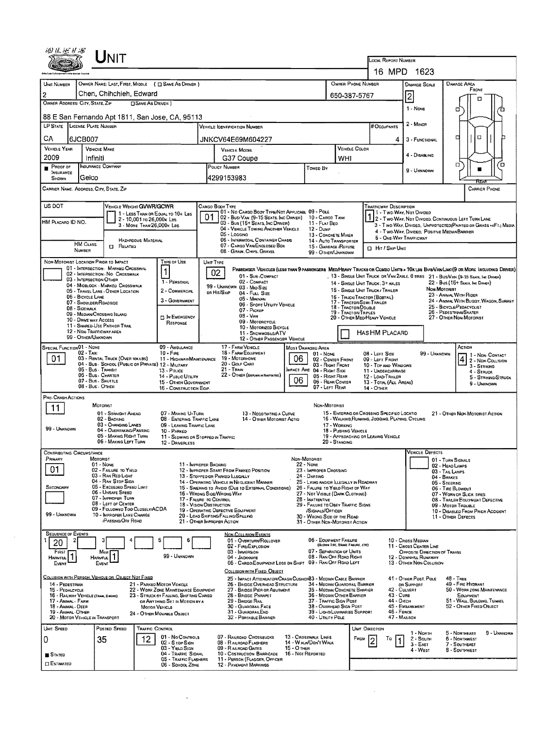# UNIT

LOCAL REPORT NUMBER: 16 MPD 1623

| | |
|---|---|
| UNIT NUMBER | 2 |
| OWNER NAME: LAST, FIRST, MIDDLE ( ☐ SAME AS DRIVER ) | Chen, Chihchieh, Edward |
| OWNER PHONE NUMBER | 650-387-5767 |
| DAMAGE SCALE | 2 |
| OWNER ADDRESS: CITY, STATE, ZIP ( ☐ SAME AS DRIVER ) | 88 E San Fernando Apt 1811, San Jose, CA, 95113 |
| LP STATE | CA |
| LICENSE PLATE NUMBER | 6JCB007 |
| VEHICLE IDENTIFICATION NUMBER | JNKCV64E69M604227 |
| # OCCUPANTS | 4 |
| VEHICLE YEAR | 2009 |
| VEHICLE MAKE | Infiniti |
| VEHICLE MODEL | G37 Coupe |
| VEHICLE COLOR | WHI |
| PROOF OF INSURANCE SHOWN | ■ |
| INSURANCE COMPANY | Geico |
| POLICY NUMBER | 4299153983 |
| TOWED BY | |

DAMAGE SCALE: 1 - NONE, 2 - MINOR, 3 - FUNCTIONAL, 4 - DISABLING, 9 - UNKNOWN

DAMAGE AREA: FRONT / REAR

CARRIER NAME, ADDRESS, CITY, STATE, ZIP — CARRIER PHONE

US DOT — VEHICLE WEIGHT GVWR/GCWR: 1 - LESS THAN OR EQUAL TO 10K LBS; 2 - 10,001 TO 26,000K LBS; 3 - MORE THAN 26,000K LBS.

HM PLACARD ID NO. — HM CLASS NUMBER — HAZARDOUS MATERIAL ☐ RELATED

CARGO BODY TYPE: **01** — 01 - NO CARGO BODY TYPE/NOT APPLICABLE; 02 - BUS/VAN (9-15 SEATS, INC DRIVER); 03 - BUS (16+ SEATS, INC DRIVER); 04 - VEHICLE TOWING ANOTHER VEHICLE; 05 - LOGGING; 06 - INTERMODAL CONTAINER CHASIS; 07 - CARGO VAN/ENCLOSED BOX; 08 - GRAIN, CHIPS, GRAVEL; 09 - POLE; 10 - CARGO TANK; 11 - FLAT BED; 12 - DUMP; 13 - CONCRETE MIXER; 14 - AUTO TRANSPORTER; 15 - GARBAGE/REFUSE; 99 - OTHER/UNKNOWN

TRAFFICWAY DESCRIPTION: **1** — 1 - TWO-WAY, NOT DIVIDED; 2 - TWO-WAY, NOT DIVIDED, CONTINUOUS LEFT TURN LANE; 3 - TWO-WAY, DIVIDED, UNPROTECTED (PAINTED OR GRASS >4FT.) MEDIA; 4 - TWO-WAY, DIVIDED, POSITIVE MEDIAN BARRIER; 5 - ONE-WAY TRAFFICWAY; ☐ HIT / SKIP UNIT

NON-MOTORIST LOCATION PRIOR TO IMPACT: 01 - INTERSECTION - MARKED CROSSWAL; 02 - INTERSECTION - NO CROSSWALK; 03 - INTERSECTION OTHER; 04 - MIDBLOCK - MARKED CROSSWALK; 05 - TRAVEL LANE - OTHER LOCATION; 06 - BICYCLE LANE; 07 - SHOULDER/ROADSIDE; 08 - SIDEWALK; 09 - MEDIAN/CROSSING ISLAND; 10 - DRIVE WAY ACCESS; 11 - SHARED-USE PATH OR TRAIL; 12 - NON-TRAFFICWAY AREA; 99 - OTHER/UNKNOWN

TYPE OF USE: **1** — 1 - PERSONAL; 2 - COMMERCIAL; 3 - GOVERNMENT; ☐ IN EMERGENCY RESPONSE

UNIT TYPE: **02** — PASSENGER VEHICLES (LESS THAN 9 PASSENGERS): 01 - SUB-COMPACT; 02 - COMPACT; 99 - UNKNOWN 03 - MID SIZE OR HIT/SKIP; 04 - FULL SIZE; 05 - MINIVAN; 06 - SPORT UTILITY VEHICLE; 07 - PICKUP; 08 - VAN; 09 - MOTORCYCLE; 10 - MOTORIZED BICYCLE; 11 - SNOWMOBILE/ATV; 12 - OTHER PASSENGER VEHICLE. MED/HEAVY TRUCKS OR COMBO UNITS > 10K LBS: 13 - SINGLE UNIT TRUCK OR VAN 2AXLE, 6 TIRES; 14 - SINGLE UNIT TRUCK; 3+ AXLES; 15 - SINGLE UNIT TRUCK / TRAILER; 16 - TRUCK/TRACTOR (BOBTAIL); 17 - TRACTOR/SEMI-TRAILER; 18 - TRACTOR/DOUBLE; 19 - TRACTOR/TRIPLES; 20 - OTHER MED/HEAVY VEHICLE. BUS/VAN/LIMO (9 OR MORE INCLUDING DRIVER): 21 - BUS/VAN (9-15 SEATS, INC DRIVER); 22 - BUS (16+ SEATS, INC DRIVER). NON-MOTORIST: 23 - ANIMAL WITH RIDER; 24 - ANIMAL WITH BUGGY, WAGON, SURREY; 25 - BICYCLE/PEDACYCLIST; 26 - PEDESTRIAN/SKATER; 27 - OTHER NON-MOTORIST. ☐ HAS HM PLACARD

SPECIAL FUNCTION: **01** — 01 - NONE; 02 - TAXI; 03 - RENTAL TRUCK (OVER 10K LBS); 04 - BUS - SCHOOL (PUBLIC OR PRIVATE); 05 - BUS - TRANSIT; 06 - BUS - CHARTER; 07 - BUS - SHUTTLE; 08 - BUS - OTHER; 09 - AMBULANCE; 10 - FIRE; 11 - HIGHWAY/MAINTENANCE; 12 - MILITARY; 13 - POLICE; 14 - PUBLIC UTILITY; 15 - OTHER GOVERNMENT; 16 - CONSTRUCTION EQIP.; 17 - FARM VEHICLE; 18 - FARM EQUIPMENT; 19 - MOTORHOME; 20 - GOLF CART; 21 - TRAIN; 22 - OTHER (EXPLAIN IN NARRATIVE)

MOST DAMAGED AREA: **06**; IMPACT ARE: **06** — 01 - NONE; 02 - CENTER FRONT; 03 - RIGHT FRONT; 04 - RIGHT SIDE; 05 - RIGHT REAR; 06 - REAR CENTER; 07 - LEFT REAR; 08 - LEFT SIDE; 09 - LEFT FRONT; 10 - TOP AND WINDOWS; 11 - UNDERCARRIAGE; 12 - LOAD/TRAILER; 13 - TOTAL (ALL AREAS); 14 - OTHER; 99 - UNKNOWN

ACTION: **4** — 1 - NON-CONTACT; 2 - NON-COLLISION; 3 - STRIKING; 4 - STRUCK; 5 - STRIKING/STRUCK; 9 - UNKNOWN

PRE-CRASH ACTIONS: **11** — MOTORIST: 01 - STRAIGHT AHEAD; 02 - BACKING; 03 - CHANGING LANES; 04 - OVERTAKING/PASSING; 05 - MAKING RIGHT TURN; 06 - MAKING LEFT TURN; 07 - MAKING U-TURN; 08 - ENTERING TRAFFIC LANE; 09 - LEAVING TRAFFIC LANE; 10 - PARKED; 11 - SLOWING OR STOPPED IN TRAFFIC; 12 - DRIVERLESS; 13 - NEGOTIATING A CURVE; 14 - OTHER MOTORIST ACTIO. NON-MOTORIST: 15 - ENTERING OR CROSSING SPECIFIED LOCATIO; 16 - WALKING, RUNNING, JOGGING, PLAYING, CYCLING; 17 - WORKING; 18 - PUSHING VEHICLE; 19 - APPROACHING OR LEAVING VEHICLE; 20 - STANDING; 21 - OTHER NON-MOTORIST ACTION. 99 - UNKNOWN

CONTRIBUTING CIRCUMSTANCE: PRIMARY **01**; SECONDARY (blank); 99 - UNKNOWN — MOTORIST: 01 - NONE; 02 - FAILURE TO YIELD; 03 - RAN RED LIGHT; 04 - RAN STOP SIGN; 05 - EXCEEDED SPEED LIMIT; 06 - UNSAFE SPEED; 07 - IMPROPER TURN; 08 - LEFT OF CENTER; 09 - FOLLOWED TOO CLOSELY/ACDA; 10 - IMPROPER LANE CHANGE /PASSING/OFF ROAD; 11 - IMPROPER BACKING; 12 - IMPROPER START FROM PARKED POSITION; 13 - STOPPED OR PARKED ILLEGALLY; 14 - OPERATING VEHICLE IN NEGLIGENT MANNER; 15 - SWERING TO AVOID (DUE TO EXTERNAL CONDITIONS); 16 - WRONG SIDE/WRONG WAY; 17 - FALURE TO CONTROL; 18 - VISION OBSTRUCTION; 19 - OPERATING DEFECTIVE EQUIPMENT; 20 - LOAD SHIFTING/FALLING/SPILLING; 21 - OTHER IMPROPER ACTION. NON-MOTORIST: 22 - NONE; 23 - IMPROPER CROSSING; 24 - DARTING; 25 - LYING AND/OR ILLEGALLY IN ROADWAY; 26 - FALURE TO YIELD RIGHT OF WAY; 27 - NOT VISIBLE (DARK CLOTHING); 28 - INATTENTIVE; 29 - FAILURE TO OBEY TRAFFIC SIGNS /SIGNALS/OFFICER; 30 - WRONG SIDE OF THE ROAD; 31 - OTHER NON-MOTORIST ACTION

VEHICLE DEFECTS: 01 - TURN SIGNALS; 02 - HEAD LAMPS; 03 - TAIL LAMPS; 04 - BRAKES; 05 - STEERING; 06 - TIRE BLOWOUT; 07 - WORN OR SLICK TIRES; 08 - TRAILER EQUIPMENT DEFECTIVE; 09 - MOTOR TROUBLE; 10 - DISABLED FROM PRIOR ACCIDENT; 11 - OTHER DEFECTS

SEQUENCE OF EVENTS: 1: **20**; 2: (blank); 3; 4; 5; 6. FIRST HARMFUL EVENT: **1**; MOST HARMFUL EVENT: **1**; 99 - UNKNOWN

NON-COLLISION EVENTS: 01 - OVERTURN/ROLLOVER; 02 - FIRE/EXPLOSION; 03 - IMMERSION; 04 - JACKKNIFE; 05 - CARGO/EQUIPMENT LOSS OR SHIFT; 06 - EQUIPMENT FAILURE (BLOWN TIRE, BRAKE FAILURE, ETC); 07 - SEPARATION OF UNITS; 08 - RAN OFF ROAD RIGHT; 09 - RAN OFF ROAD LEFT; 10 - CROSS MEDIAN; 11 - CROSS CENTER LINE OPPOSITE DIRECTION OF TRAVEL; 12 - DOWNHILL RUNAWAY; 13 - OTHER NON-COLLISION

COLLISION WITH PERSON, VEHICLE OR OBJECT NOT FIXED: 14 - PEDESTRIAN; 15 - PEDALCYCLE; 16 - RAILWAY VEHICLE (TRAIN, ENGINE); 17 - ANIMAL - FARM; 18 - ANIMAL - DEER; 19 - ANIMAL - OTHER; 20 - MOTOR VEHICLE IN TRANSPORT; 21 - PARKED MOTOR VEHICLE; 22 - WORK ZONE MAINTENANCE EQUIPMENT; 23 - STRUCK BY FALLING, SHIFTING CARGO OR ANYTHING SET IN MOTION BY A MOTOR VEHICLE; 24 - OTHER MOVABLE OBJECT

COLLISION WITH FIXED, OBJECT: 25 - IMPACT ATTENUATOR/CRASH CUSHION; 26 - BRIDGE OVERHEAD STRUCTURE; 27 - BRIDGE PIER OR ABUTMENT; 28 - BRIDGE PARAPET; 29 - BRIDGE RAIL; 30 - GUARDRAIL FACE; 31 - GUARDRAIL END; 32 - PORTABLE BARRIER; 33 - MEDIAN CABLE BARRIER; 34 - MEDIAN GUARDRAIL BARRIER; 35 - MEDIAN CONCRETE BARRIER; 36 - MEDIAN OTHER BARRIER; 37 - TRAFFIC SIGN POST; 38 - OVERHEAD SIGN POST; 39 - LIGHT/LUMINARIES SUPPORT; 40 - UTILITY POLE; 41 - OTHER POST, POLE OR SUPPORT; 42 - CULVERT; 43 - CURB; 44 - DITCH; 45 - EMBANKMENT; 46 - FENCE; 47 - MAILBOX; 48 - TREE; 49 - FIRE HYDRANT; 50 - WORK ZONE MAINTENANCE EQUIPMENT; 51 - WALL, BUILDING, TUNNEL; 52 - OTHER FIXED OBJECT

UNIT SPEED: **0** — ■ STATED ☐ ESTIMATED

POSTED SPEED: **35**

TRAFFIC CONTROL: **12** — 01 - NO CONTROLS; 02 - STOP SIGN; 03 - YIELD SIGN; 04 - TRAFFIC SIGNAL; 05 - TRAFFIC FLASHERS; 06 - SCHOOL ZONE; 07 - RAILROAD CROSSBUCKS; 08 - RAILROAD FLASHERS; 09 - RAILROAD GATES; 10 - COSTRUCTION BARRICADE; 11 - PERSON (FLAGGER, OFFICER; 12 - PAVEMENT MARKINGS; 13 - CROSSWALK LINES; 14 - WALK/DON'T WALK; 15 - OTHER; 16 - NOT REPORTED

UNIT DIRECTION: FROM **2** TO **1** — 1 - NORTH; 2 - SOUTH; 3 - EAST; 4 - WEST; 5 - NORTHEAST; 6 - NORTHWEST; 7 - SOUTHEAST; 8 - SOUTHWEST; 9 - UNKNOWN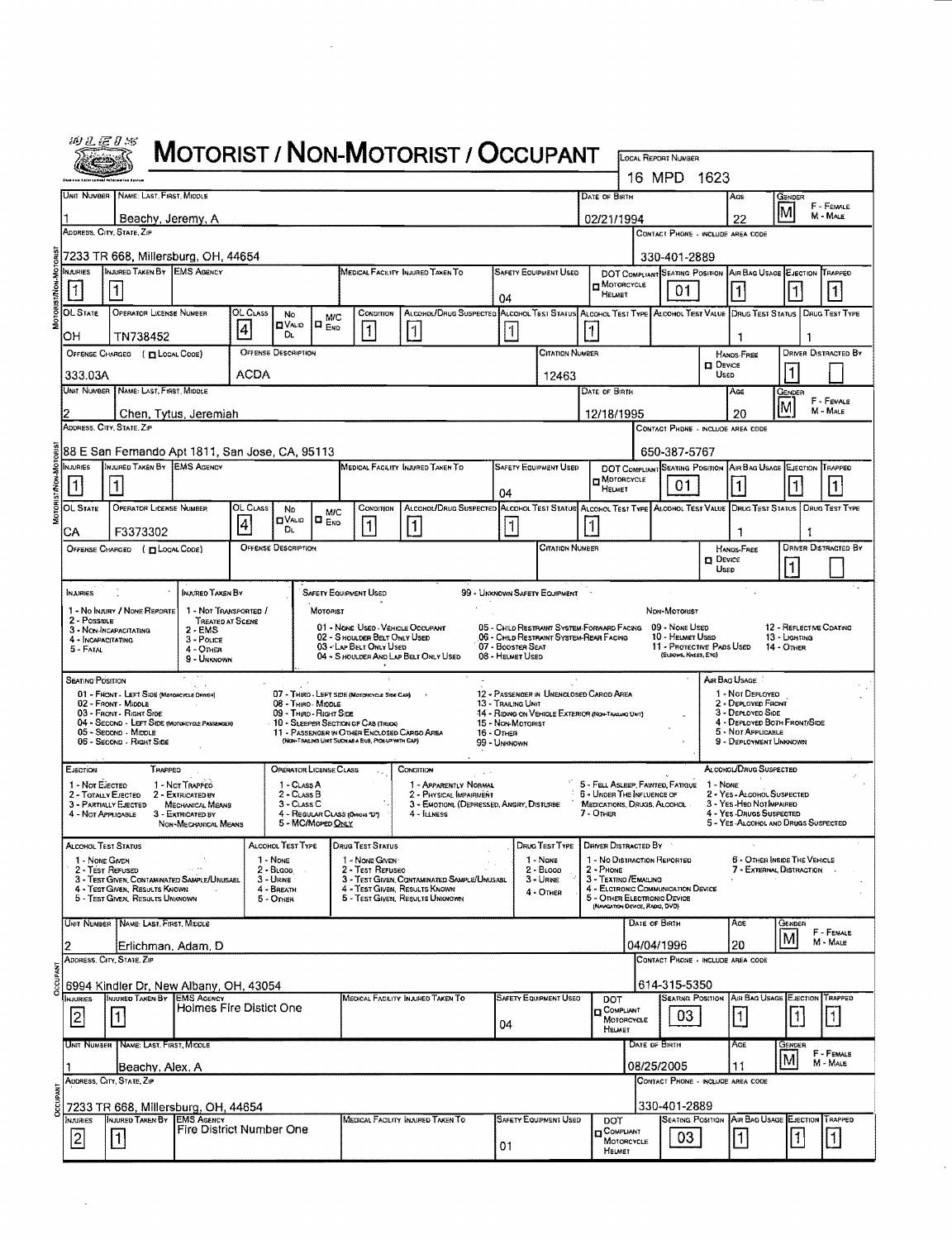# MOTORIST / NON-MOTORIST / OCCUPANT

OLEIS

LOCAL REPORT NUMBER: 16 MPD 1623

## MOTORIST/NON-MOTORIST

| UNIT NUMBER | NAME: LAST, FIRST, MIDDLE | DATE OF BIRTH | AGE | GENDER |
|---|---|---|---|---|
| 1 | Beachy, Jeremy, A | 02/21/1994 | 22 | M |

ADDRESS, CITY, STATE, ZIP: 7233 TR 668, Millersburg, OH, 44654

CONTACT PHONE - INCLUDE AREA CODE: 330-401-2889

| INJURIES | INJURED TAKEN BY | EMS AGENCY | MEDICAL FACILITY INJURED TAKEN TO | SAFETY EQUIPMENT USED | DOT COMPLIANT MOTORCYCLE HELMET | SEATING POSITION | AIR BAG USAGE | EJECTION | TRAPPED |
|---|---|---|---|---|---|---|---|---|---|
| 1 | 1 | | | 04 | | 01 | 1 | 1 | 1 |

| OL STATE | OPERATOR LICENSE NUMBER | OL CLASS | NO VALID DL | M/C END | CONDITION | ALCOHOL/DRUG SUSPECTED | ALCOHOL TEST STATUS | ALCOHOL TEST TYPE | ALCOHOL TEST VALUE | DRUG TEST STATUS | DRUG TEST TYPE |
|---|---|---|---|---|---|---|---|---|---|---|---|
| OH | TN738452 | 4 | | | 1 | 1 | 1 | 1 | | 1 | 1 |

| OFFENSE CHARGED (LOCAL CODE) | OFFENSE DESCRIPTION | CITATION NUMBER | HANDS-FREE DEVICE USED | DRIVER DISTRACTED BY |
|---|---|---|---|---|
| 333.03A | ACDA | 12463 | | 1 |

| UNIT NUMBER | NAME: LAST, FIRST, MIDDLE | DATE OF BIRTH | AGE | GENDER |
|---|---|---|---|---|
| 2 | Chen, Tytus, Jeremiah | 12/18/1995 | 20 | M |

ADDRESS, CITY, STATE, ZIP: 88 E San Fernando Apt 1811, San Jose, CA, 95113

CONTACT PHONE - INCLUDE AREA CODE: 650-387-5767

| INJURIES | INJURED TAKEN BY | EMS AGENCY | MEDICAL FACILITY INJURED TAKEN TO | SAFETY EQUIPMENT USED | DOT COMPLIANT MOTORCYCLE HELMET | SEATING POSITION | AIR BAG USAGE | EJECTION | TRAPPED |
|---|---|---|---|---|---|---|---|---|---|
| 1 | 1 | | | 04 | | 01 | 1 | 1 | 1 |

| OL STATE | OPERATOR LICENSE NUMBER | OL CLASS | NO VALID DL | M/C END | CONDITION | ALCOHOL/DRUG SUSPECTED | ALCOHOL TEST STATUS | ALCOHOL TEST TYPE | ALCOHOL TEST VALUE | DRUG TEST STATUS | DRUG TEST TYPE |
|---|---|---|---|---|---|---|---|---|---|---|---|
| CA | F3373302 | 4 | | | 1 | 1 | 1 | 1 | | 1 | 1 |

| OFFENSE CHARGED (LOCAL CODE) | OFFENSE DESCRIPTION | CITATION NUMBER | HANDS-FREE DEVICE USED | DRIVER DISTRACTED BY |
|---|---|---|---|---|
| | | | | 1 |

## Codes

**INJURIES:** 1 - No Injury / None Reported; 2 - Possible; 3 - Non-Incapacitating; 4 - Incapacitating; 5 - Fatal

**INJURED TAKEN BY:** 1 - Not Transported / Treated at Scene; 2 - EMS; 3 - Police; 4 - Other; 9 - Unknown

**SAFETY EQUIPMENT USED:** 99 - Unknown Safety Equipment
- Motorist: 01 - None Used - Vehicle Occupant; 02 - Shoulder Belt Only Used; 03 - Lap Belt Only Used; 04 - Shoulder and Lap Belt Only Used; 05 - Child Restraint System-Forward Facing; 06 - Child Restraint System-Rear Facing; 07 - Booster Seat; 08 - Helmet Used
- Non-Motorist: 09 - None Used; 10 - Helmet Used; 11 - Protective Pads Used (Elbows, Knees, Etc); 12 - Reflective Coating; 13 - Lighting; 14 - Other

**SEATING POSITION:** 01 - Front - Left Side (Motorcycle Driver); 02 - Front - Middle; 03 - Front - Right Side; 04 - Second - Left Side (Motorcycle Passenger); 05 - Second - Middle; 06 - Second - Right Side; 07 - Third - Left Side (Motorcycle Side Car); 08 - Third - Middle; 09 - Third - Right Side; 10 - Sleeper Section of Cab (Truck); 11 - Passenger in Other Enclosed Cargo Area (Non-Trailing Unit Such as a Bus, Pick-up with Cap); 12 - Passenger in Unenclosed Cargo Area; 13 - Trailing Unit; 14 - Riding on Vehicle Exterior (Non-Trailing Unit); 15 - Non-Motorist; 16 - Other; 99 - Unknown

**AIR BAG USAGE:** 1 - Not Deployed; 2 - Deployed Front; 3 - Deployed Side; 4 - Deployed Both Front/Side; 5 - Not Applicable; 9 - Deployment Unknown

**EJECTION:** 1 - Not Ejected; 2 - Totally Ejected; 3 - Partially Ejected; 4 - Not Applicable

**TRAPPED:** 1 - Not Trapped; 2 - Extricated by Mechanical Means; 3 - Extricated by Non-Mechanical Means

**OPERATOR LICENSE CLASS:** 1 - Class A; 2 - Class B; 3 - Class C; 4 - Regular Class (Ohio is "D"); 5 - M/C/Moped Only

**CONDITION:** 1 - Apparently Normal; 2 - Physical Impairment; 3 - Emotional (Depressed, Angry, Disturbed); 4 - Illness; 5 - Fell Asleep, Fainted, Fatigue; 6 - Under the Influence of Medications, Drugs, Alcohol; 7 - Other

**ALCOHOL/DRUG SUSPECTED:** 1 - None; 2 - Yes - Alcohol Suspected; 3 - Yes - HBD Not Impaired; 4 - Yes - Drugs Suspected; 5 - Yes - Alcohol and Drugs Suspected

**ALCOHOL TEST STATUS:** 1 - None Given; 2 - Test Refused; 3 - Test Given, Contaminated Sample/Unusable; 4 - Test Given, Results Known; 5 - Test Given, Results Unknown

**ALCOHOL TEST TYPE:** 1 - None; 2 - Blood; 3 - Urine; 4 - Breath; 5 - Other

**DRUG TEST STATUS:** 1 - None Given; 2 - Test Refused; 3 - Test Given, Contaminated Sample/Unusable; 4 - Test Given, Results Known; 5 - Test Given, Results Unknown

**DRUG TEST TYPE:** 1 - None; 2 - Blood; 3 - Urine; 4 - Other

**DRIVER DISTRACTED BY:** 1 - No Distraction Reported; 2 - Phone; 3 - Texting/Emailing; 4 - Electronic Communication Device; 5 - Other Electronic Device (Navigation Device, Radio, DVD); 6 - Other Inside the Vehicle; 7 - External Distraction

## OCCUPANT

| UNIT NUMBER | NAME: LAST, FIRST, MIDDLE | DATE OF BIRTH | AGE | GENDER |
|---|---|---|---|---|
| 2 | Erlichman, Adam, D | 04/04/1996 | 20 | M |

ADDRESS, CITY, STATE, ZIP: 6994 Kindler Dr, New Albany, OH, 43054

CONTACT PHONE - INCLUDE AREA CODE: 614-315-5350

| INJURIES | INJURED TAKEN BY | EMS AGENCY | MEDICAL FACILITY INJURED TAKEN TO | SAFETY EQUIPMENT USED | DOT COMPLIANT MOTORCYCLE HELMET | SEATING POSITION | AIR BAG USAGE | EJECTION | TRAPPED |
|---|---|---|---|---|---|---|---|---|---|
| 2 | 1 | Holmes Fire Distict One | | 04 | | 03 | 1 | 1 | 1 |

| UNIT NUMBER | NAME: LAST, FIRST, MIDDLE | DATE OF BIRTH | AGE | GENDER |
|---|---|---|---|---|
| 1 | Beachy, Alex, A | 08/25/2005 | 11 | M |

ADDRESS, CITY, STATE, ZIP: 7233 TR 668, Millersburg, OH, 44654

CONTACT PHONE - INCLUDE AREA CODE: 330-401-2889

| INJURIES | INJURED TAKEN BY | EMS AGENCY | MEDICAL FACILITY INJURED TAKEN TO | SAFETY EQUIPMENT USED | DOT COMPLIANT MOTORCYCLE HELMET | SEATING POSITION | AIR BAG USAGE | EJECTION | TRAPPED |
|---|---|---|---|---|---|---|---|---|---|
| 2 | 1 | Fire District Number One | | 01 | | 03 | 1 | 1 | 1 |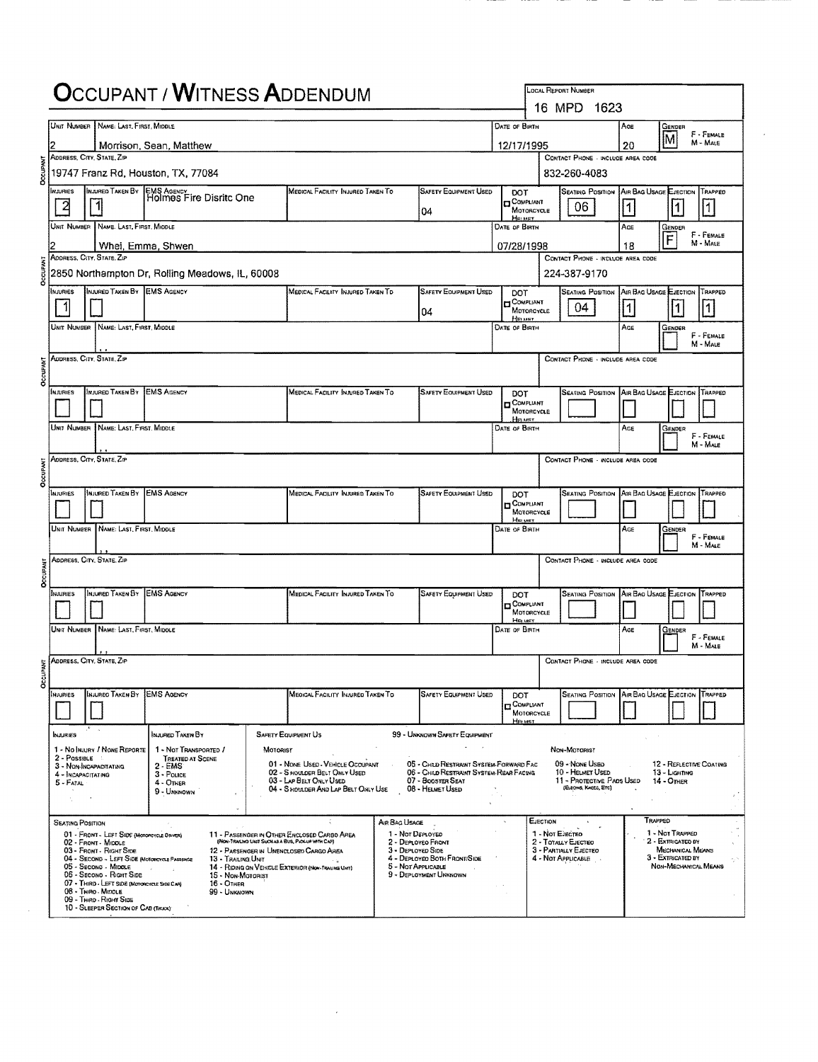# Occupant / Witness Addendum

**Local Report Number:** 16 MPD 1623

## Occupant

| Unit Number | Name: Last, First, Middle | Date of Birth | Age | Gender |
|---|---|---|---|---|
| 2 | Morrison, Sean, Matthew | 12/17/1995 | 20 | M |

**Address, City, State, Zip:** 19747 Franz Rd, Houston, TX, 77084
**Contact Phone - Include Area Code:** 832-260-4083

| Injuries | Injured Taken By | EMS Agency | Medical Facility Injured Taken To | Safety Equipment Used | DOT Compliant Motorcycle Helmet | Seating Position | Air Bag Usage | Ejection | Trapped |
|---|---|---|---|---|---|---|---|---|---|
| 2 | 1 | Holmes Fire Disritc One | | 04 | | 06 | 1 | 1 | 1 |

## Occupant

| Unit Number | Name: Last, First, Middle | Date of Birth | Age | Gender |
|---|---|---|---|---|
| 2 | Whei, Emma, Shwen | 07/28/1998 | 18 | F |

**Address, City, State, Zip:** 2850 Northampton Dr, Rolling Meadows, IL, 60008
**Contact Phone - Include Area Code:** 224-387-9170

| Injuries | Injured Taken By | EMS Agency | Medical Facility Injured Taken To | Safety Equipment Used | DOT Compliant Motorcycle Helmet | Seating Position | Air Bag Usage | Ejection | Trapped |
|---|---|---|---|---|---|---|---|---|---|
| 1 | | | | 04 | | 04 | 1 | 1 | 1 |

## Occupant

| Unit Number | Name: Last, First, Middle | Date of Birth | Age | Gender |
|---|---|---|---|---|
| | | | | |

**Address, City, State, Zip:**
**Contact Phone - Include Area Code:**

| Injuries | Injured Taken By | EMS Agency | Medical Facility Injured Taken To | Safety Equipment Used | DOT Compliant Motorcycle Helmet | Seating Position | Air Bag Usage | Ejection | Trapped |
|---|---|---|---|---|---|---|---|---|---|
| | | | | | | | | | |

## Occupant

| Unit Number | Name: Last, First, Middle | Date of Birth | Age | Gender |
|---|---|---|---|---|
| | | | | |

**Address, City, State, Zip:**
**Contact Phone - Include Area Code:**

| Injuries | Injured Taken By | EMS Agency | Medical Facility Injured Taken To | Safety Equipment Used | DOT Compliant Motorcycle Helmet | Seating Position | Air Bag Usage | Ejection | Trapped |
|---|---|---|---|---|---|---|---|---|---|
| | | | | | | | | | |

## Occupant

| Unit Number | Name: Last, First, Middle | Date of Birth | Age | Gender |
|---|---|---|---|---|
| | | | | |

**Address, City, State, Zip:**
**Contact Phone - Include Area Code:**

| Injuries | Injured Taken By | EMS Agency | Medical Facility Injured Taken To | Safety Equipment Used | DOT Compliant Motorcycle Helmet | Seating Position | Air Bag Usage | Ejection | Trapped |
|---|---|---|---|---|---|---|---|---|---|
| | | | | | | | | | |

## Occupant

| Unit Number | Name: Last, First, Middle | Date of Birth | Age | Gender |
|---|---|---|---|---|
| | | | | |

**Address, City, State, Zip:**
**Contact Phone - Include Area Code:**

| Injuries | Injured Taken By | EMS Agency | Medical Facility Injured Taken To | Safety Equipment Used | DOT Compliant Motorcycle Helmet | Seating Position | Air Bag Usage | Ejection | Trapped |
|---|---|---|---|---|---|---|---|---|---|
| | | | | | | | | | |

---

**Injuries**
1 - No Injury / None Reported
2 - Possible
3 - Non-Incapacitating
4 - Incapacitating
5 - Fatal

**Injured Taken By**
1 - Not Transported / Treated at Scene
2 - EMS
3 - Police
4 - Other
9 - Unknown

**Safety Equipment Used**

*Motorist*
01 - None Used - Vehicle Occupant
02 - Shoulder Belt Only Used
03 - Lap Belt Only Used
04 - Shoulder And Lap Belt Only Used
05 - Child Restraint System-Forward Facing
06 - Child Restraint System-Rear Facing
07 - Booster Seat
08 - Helmet Used
99 - Unknown Safety Equipment

*Non-Motorist*
09 - None Used
10 - Helmet Used
11 - Protective Pads Used (Elbows, Knees, Etc)
12 - Reflective Coating
13 - Lighting
14 - Other

**Seating Position**
01 - Front - Left Side (Motorcycle Driver)
02 - Front - Middle
03 - Front - Right Side
04 - Second - Left Side (Motorcycle Passenger)
05 - Second - Middle
06 - Second - Right Side
07 - Third - Left Side (Motorcycle Side Car)
08 - Third - Middle
09 - Third - Right Side
10 - Sleeper Section of Cab (Truck)
11 - Passenger in Other Enclosed Cargo Area (Non-Trailing Unit Such as a Bus, Pickup with Cap)
12 - Passenger in Unenclosed Cargo Area
13 - Trailing Unit
14 - Riding on Vehicle Exterior (Non-Trailing Unit)
15 - Non-Motorist
16 - Other
99 - Unknown

**Air Bag Usage**
1 - Not Deployed
2 - Deployed Front
3 - Deployed Side
4 - Deployed Both Front/Side
5 - Not Applicable
9 - Deployment Unknown

**Ejection**
1 - Not Ejected
2 - Totally Ejected
3 - Partially Ejected
4 - Not Applicable

**Trapped**
1 - Not Trapped
2 - Extricated by Mechanical Means
3 - Extricated by Non-Mechanical Means